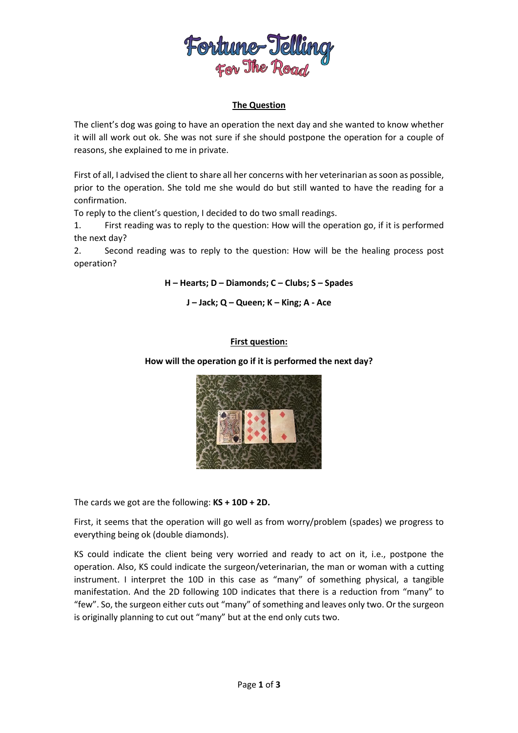# Fortune-Telling For The Road

## The Question

The client's dog was going to have an operation the next day and she wanted to know whether it will all work out ok. She was not sure if she should postpone the operation for a couple of reasons, she explained to me in private.

First of all, I advised the client to share all her concerns with her veterinarian as soon as possible, prior to the operation. She told me she would do but still wanted to have the reading for a confirmation.

To reply to the client's question, I decided to do two small readings.

1. First reading was to reply to the question: How will the operation go, if it is performed the next day?
2. Second reading was to reply to the question: How will be the healing process post operation?

**H – Hearts; D – Diamonds; C – Clubs; S – Spades**

**J – Jack; Q – Queen; K – King; A - Ace**

## First question:

**How will the operation go if it is performed the next day?**

The cards we got are the following: **KS + 10D + 2D.**

First, it seems that the operation will go well as from worry/problem (spades) we progress to everything being ok (double diamonds).

KS could indicate the client being very worried and ready to act on it, i.e., postpone the operation. Also, KS could indicate the surgeon/veterinarian, the man or woman with a cutting instrument. I interpret the 10D in this case as "many" of something physical, a tangible manifestation. And the 2D following 10D indicates that there is a reduction from "many" to "few". So, the surgeon either cuts out "many" of something and leaves only two. Or the surgeon is originally planning to cut out "many" but at the end only cuts two.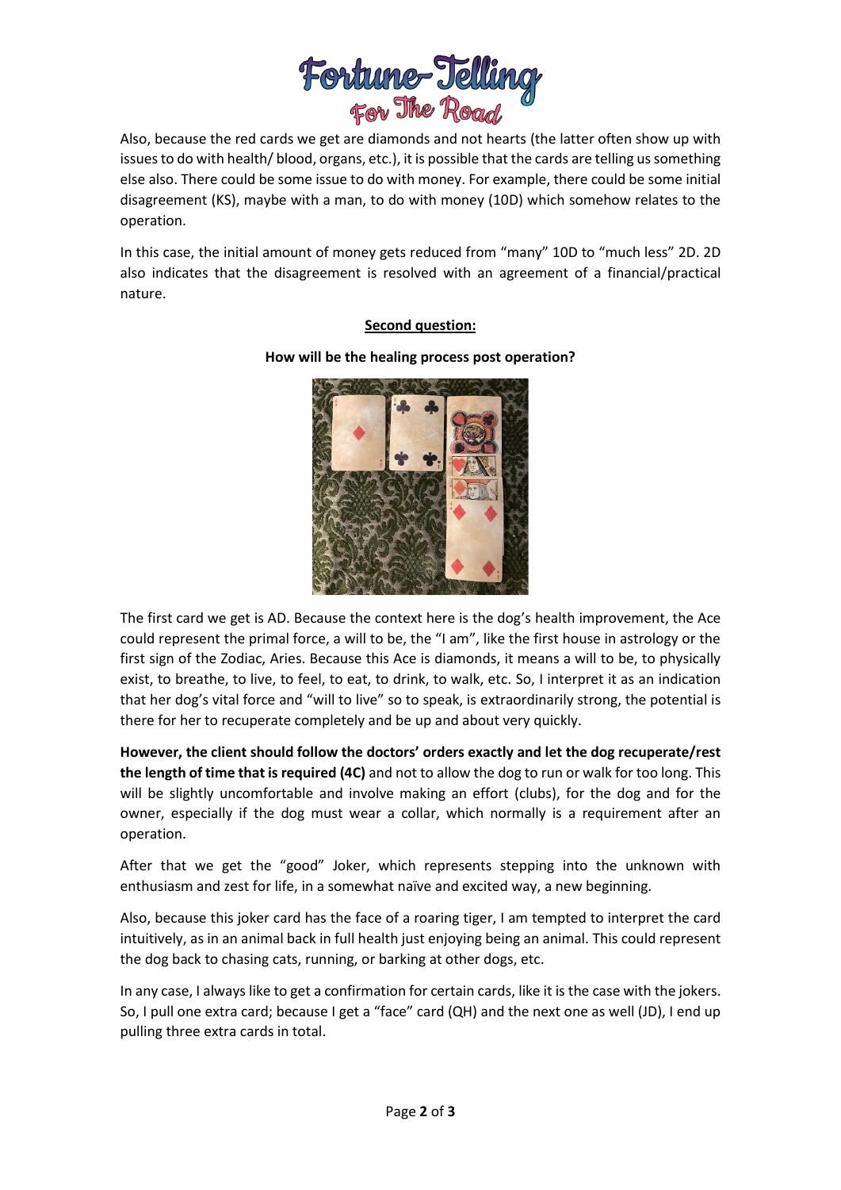Also, because the red cards we get are diamonds and not hearts (the latter often show up with issues to do with health/ blood, organs, etc.), it is possible that the cards are telling us something else also. There could be some issue to do with money. For example, there could be some initial disagreement (KS), maybe with a man, to do with money (10D) which somehow relates to the operation.

In this case, the initial amount of money gets reduced from "many" 10D to "much less" 2D. 2D also indicates that the disagreement is resolved with an agreement of a financial/practical nature.

## Second question:

**How will be the healing process post operation?**

The first card we get is AD. Because the context here is the dog's health improvement, the Ace could represent the primal force, a will to be, the "I am", like the first house in astrology or the first sign of the Zodiac, Aries. Because this Ace is diamonds, it means a will to be, to physically exist, to breathe, to live, to feel, to eat, to drink, to walk, etc. So, I interpret it as an indication that her dog's vital force and "will to live" so to speak, is extraordinarily strong, the potential is there for her to recuperate completely and be up and about very quickly.

**However, the client should follow the doctors' orders exactly and let the dog recuperate/rest the length of time that is required (4C)** and not to allow the dog to run or walk for too long. This will be slightly uncomfortable and involve making an effort (clubs), for the dog and for the owner, especially if the dog must wear a collar, which normally is a requirement after an operation.

After that we get the "good" Joker, which represents stepping into the unknown with enthusiasm and zest for life, in a somewhat naïve and excited way, a new beginning.

Also, because this joker card has the face of a roaring tiger, I am tempted to interpret the card intuitively, as in an animal back in full health just enjoying being an animal. This could represent the dog back to chasing cats, running, or barking at other dogs, etc.

In any case, I always like to get a confirmation for certain cards, like it is the case with the jokers. So, I pull one extra card; because I get a "face" card (QH) and the next one as well (JD), I end up pulling three extra cards in total.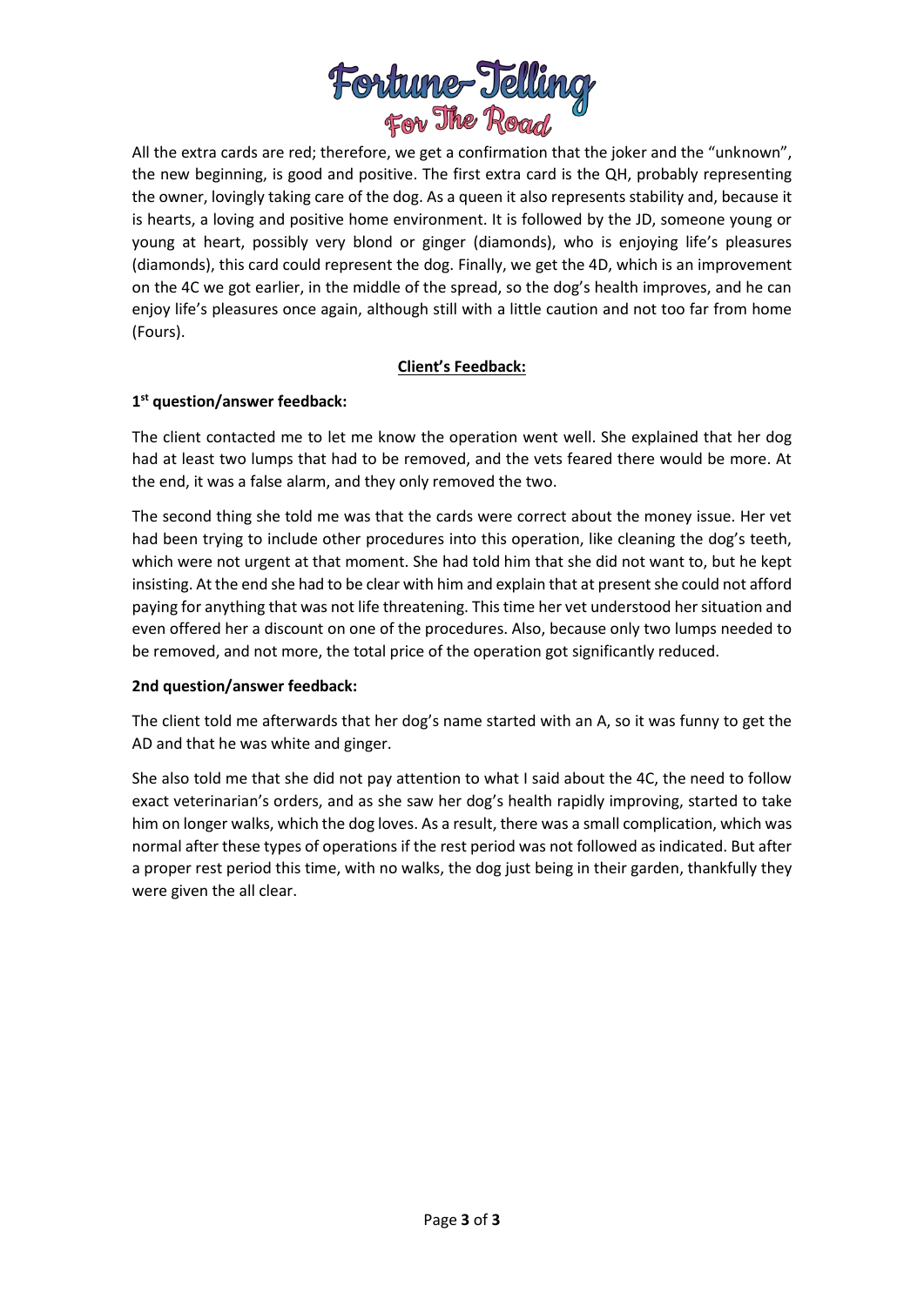All the extra cards are red; therefore, we get a confirmation that the joker and the "unknown", the new beginning, is good and positive. The first extra card is the QH, probably representing the owner, lovingly taking care of the dog. As a queen it also represents stability and, because it is hearts, a loving and positive home environment. It is followed by the JD, someone young or young at heart, possibly very blond or ginger (diamonds), who is enjoying life's pleasures (diamonds), this card could represent the dog. Finally, we get the 4D, which is an improvement on the 4C we got earlier, in the middle of the spread, so the dog's health improves, and he can enjoy life's pleasures once again, although still with a little caution and not too far from home (Fours).

## Client's Feedback:

**1st question/answer feedback:**

The client contacted me to let me know the operation went well. She explained that her dog had at least two lumps that had to be removed, and the vets feared there would be more. At the end, it was a false alarm, and they only removed the two.

The second thing she told me was that the cards were correct about the money issue. Her vet had been trying to include other procedures into this operation, like cleaning the dog's teeth, which were not urgent at that moment. She had told him that she did not want to, but he kept insisting. At the end she had to be clear with him and explain that at present she could not afford paying for anything that was not life threatening. This time her vet understood her situation and even offered her a discount on one of the procedures. Also, because only two lumps needed to be removed, and not more, the total price of the operation got significantly reduced.

**2nd question/answer feedback:**

The client told me afterwards that her dog's name started with an A, so it was funny to get the AD and that he was white and ginger.

She also told me that she did not pay attention to what I said about the 4C, the need to follow exact veterinarian's orders, and as she saw her dog's health rapidly improving, started to take him on longer walks, which the dog loves. As a result, there was a small complication, which was normal after these types of operations if the rest period was not followed as indicated. But after a proper rest period this time, with no walks, the dog just being in their garden, thankfully they were given the all clear.